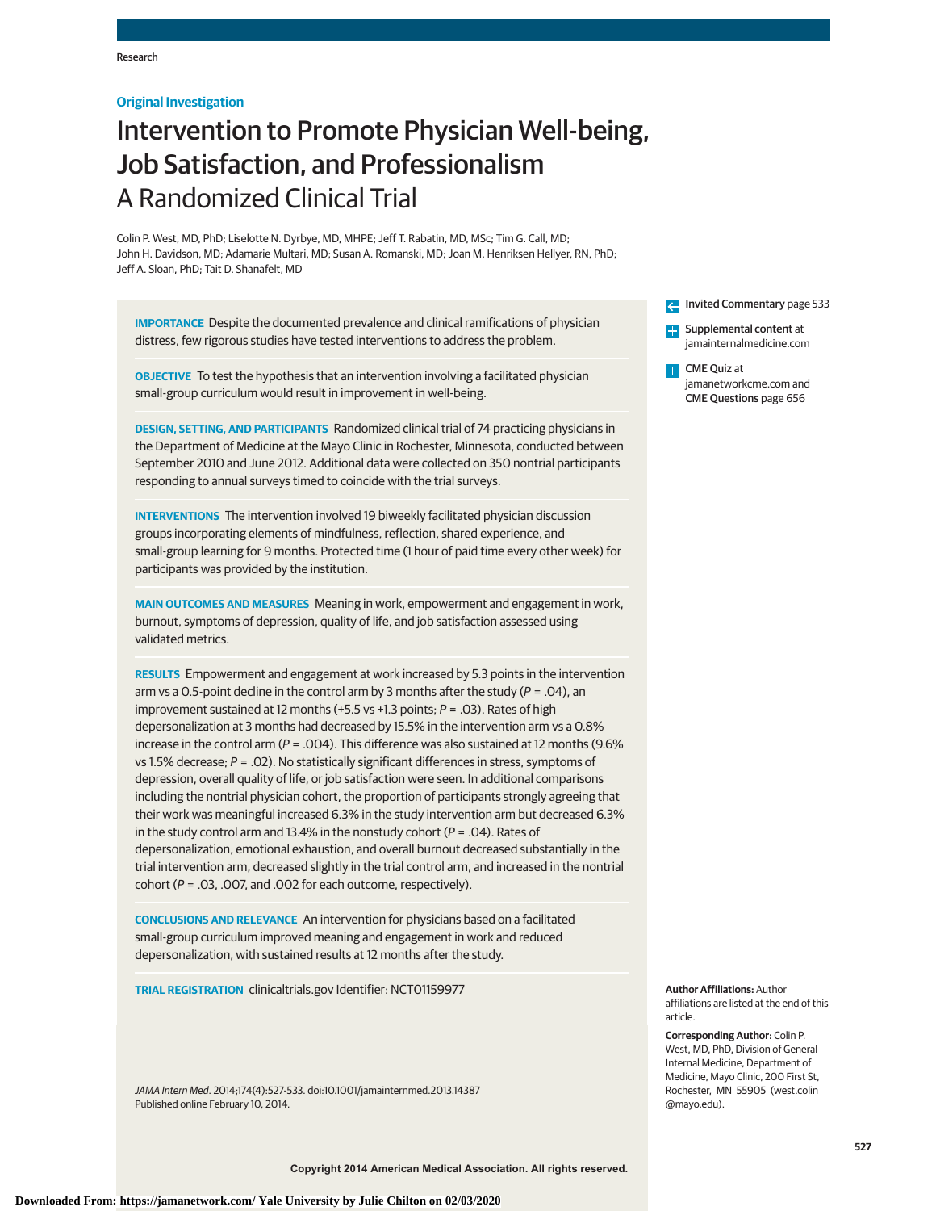Research

**Original Investigation**

# Intervention to Promote Physician Well-being, Job Satisfaction, and Professionalism

## A Randomized Clinical Trial

Colin P. West, MD, PhD; Liselotte N. Dyrbye, MD, MHPE; Jeff T. Rabatin, MD, MSc; Tim G. Call, MD; John H. Davidson, MD; Adamarie Multari, MD; Susan A. Romanski, MD; Joan M. Henriksen Hellyer, RN, PhD; Jeff A. Sloan, PhD; Tait D. Shanafelt, MD

**IMPORTANCE** Despite the documented prevalence and clinical ramifications of physician distress, few rigorous studies have tested interventions to address the problem.

**OBJECTIVE** To test the hypothesis that an intervention involving a facilitated physician small-group curriculum would result in improvement in well-being.

**DESIGN, SETTING, AND PARTICIPANTS** Randomized clinical trial of 74 practicing physicians in the Department of Medicine at the Mayo Clinic in Rochester, Minnesota, conducted between September 2010 and June 2012. Additional data were collected on 350 nontrial participants responding to annual surveys timed to coincide with the trial surveys.

**INTERVENTIONS** The intervention involved 19 biweekly facilitated physician discussion groups incorporating elements of mindfulness, reflection, shared experience, and small-group learning for 9 months. Protected time (1 hour of paid time every other week) for participants was provided by the institution.

**MAIN OUTCOMES AND MEASURES** Meaning in work, empowerment and engagement in work, burnout, symptoms of depression, quality of life, and job satisfaction assessed using validated metrics.

**RESULTS** Empowerment and engagement at work increased by 5.3 points in the intervention arm vs a 0.5-point decline in the control arm by 3 months after the study ($P = .04$), an improvement sustained at 12 months (+5.5 vs +1.3 points; $P = .03$). Rates of high depersonalization at 3 months had decreased by 15.5% in the intervention arm vs a 0.8% increase in the control arm ($P = .004$). This difference was also sustained at 12 months (9.6% vs 1.5% decrease; $P = .02$). No statistically significant differences in stress, symptoms of depression, overall quality of life, or job satisfaction were seen. In additional comparisons including the nontrial physician cohort, the proportion of participants strongly agreeing that their work was meaningful increased 6.3% in the study intervention arm but decreased 6.3% in the study control arm and 13.4% in the nonstudy cohort ($P = .04$). Rates of depersonalization, emotional exhaustion, and overall burnout decreased substantially in the trial intervention arm, decreased slightly in the trial control arm, and increased in the nontrial cohort ($P = .03$, .007, and .002 for each outcome, respectively).

**CONCLUSIONS AND RELEVANCE** An intervention for physicians based on a facilitated small-group curriculum improved meaning and engagement in work and reduced depersonalization, with sustained results at 12 months after the study.

**TRIAL REGISTRATION** clinicaltrials.gov Identifier: NCT01159977

*JAMA Intern Med*. 2014;174(4):527-533. doi:10.1001/jamainternmed.2013.14387
Published online February 10, 2014.

Invited Commentary page 533

Supplemental content at jamainternalmedicine.com

CME Quiz at jamanetworkcme.com and CME Questions page 656

**Author Affiliations:** Author affiliations are listed at the end of this article.

**Corresponding Author:** Colin P. West, MD, PhD, Division of General Internal Medicine, Department of Medicine, Mayo Clinic, 200 First St, Rochester, MN 55905 (west.colin@mayo.edu).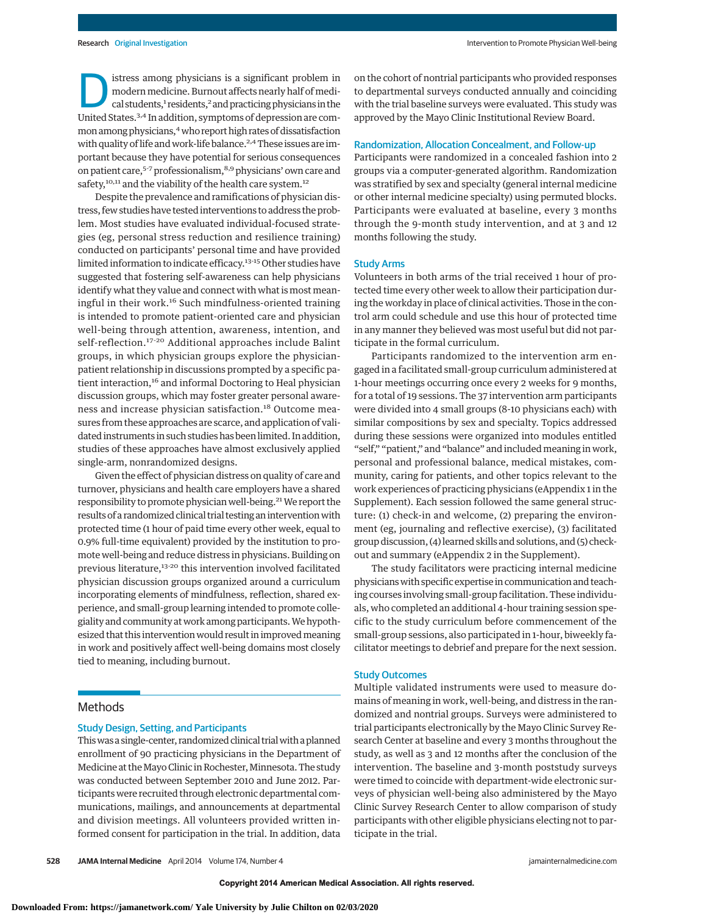Distress among physicians is a significant problem in modern medicine. Burnout affects nearly half of medical students,[1] residents,[2] and practicing physicians in the United States.[3,4] In addition, symptoms of depression are common among physicians,[4] who report high rates of dissatisfaction with quality of life and work-life balance.[2,4] These issues are important because they have potential for serious consequences on patient care,[5-7] professionalism,[8,9] physicians' own care and safety,[10,11] and the viability of the health care system.[12]

Despite the prevalence and ramifications of physician distress, few studies have tested interventions to address the problem. Most studies have evaluated individual-focused strategies (eg, personal stress reduction and resilience training) conducted on participants' personal time and have provided limited information to indicate efficacy.[13-15] Other studies have suggested that fostering self-awareness can help physicians identify what they value and connect with what is most meaningful in their work.[16] Such mindfulness-oriented training is intended to promote patient-oriented care and physician well-being through attention, awareness, intention, and self-reflection.[17-20] Additional approaches include Balint groups, in which physician groups explore the physician-patient relationship in discussions prompted by a specific patient interaction,[16] and informal Doctoring to Heal physician discussion groups, which may foster greater personal awareness and increase physician satisfaction.[18] Outcome measures from these approaches are scarce, and application of validated instruments in such studies has been limited. In addition, studies of these approaches have almost exclusively applied single-arm, nonrandomized designs.

Given the effect of physician distress on quality of care and turnover, physicians and health care employers have a shared responsibility to promote physician well-being.[21] We report the results of a randomized clinical trial testing an intervention with protected time (1 hour of paid time every other week, equal to 0.9% full-time equivalent) provided by the institution to promote well-being and reduce distress in physicians. Building on previous literature,[13-20] this intervention involved facilitated physician discussion groups organized around a curriculum incorporating elements of mindfulness, reflection, shared experience, and small-group learning intended to promote collegiality and community at work among participants. We hypothesized that this intervention would result in improved meaning in work and positively affect well-being domains most closely tied to meaning, including burnout.

## Methods

### Study Design, Setting, and Participants

This was a single-center, randomized clinical trial with a planned enrollment of 90 practicing physicians in the Department of Medicine at the Mayo Clinic in Rochester, Minnesota. The study was conducted between September 2010 and June 2012. Participants were recruited through electronic departmental communications, mailings, and announcements at departmental and division meetings. All volunteers provided written informed consent for participation in the trial. In addition, data on the cohort of nontrial participants who provided responses to departmental surveys conducted annually and coinciding with the trial baseline surveys were evaluated. This study was approved by the Mayo Clinic Institutional Review Board.

### Randomization, Allocation Concealment, and Follow-up

Participants were randomized in a concealed fashion into 2 groups via a computer-generated algorithm. Randomization was stratified by sex and specialty (general internal medicine or other internal medicine specialty) using permuted blocks. Participants were evaluated at baseline, every 3 months through the 9-month study intervention, and at 3 and 12 months following the study.

### Study Arms

Volunteers in both arms of the trial received 1 hour of protected time every other week to allow their participation during the workday in place of clinical activities. Those in the control arm could schedule and use this hour of protected time in any manner they believed was most useful but did not participate in the formal curriculum.

Participants randomized to the intervention arm engaged in a facilitated small-group curriculum administered at 1-hour meetings occurring once every 2 weeks for 9 months, for a total of 19 sessions. The 37 intervention arm participants were divided into 4 small groups (8-10 physicians each) with similar compositions by sex and specialty. Topics addressed during these sessions were organized into modules entitled "self," "patient," and "balance" and included meaning in work, personal and professional balance, medical mistakes, community, caring for patients, and other topics relevant to the work experiences of practicing physicians (eAppendix 1 in the Supplement). Each session followed the same general structure: (1) check-in and welcome, (2) preparing the environment (eg, journaling and reflective exercise), (3) facilitated group discussion, (4) learned skills and solutions, and (5) check-out and summary (eAppendix 2 in the Supplement).

The study facilitators were practicing internal medicine physicians with specific expertise in communication and teaching courses involving small-group facilitation. These individuals, who completed an additional 4-hour training session specific to the study curriculum before commencement of the small-group sessions, also participated in 1-hour, biweekly facilitator meetings to debrief and prepare for the next session.

### Study Outcomes

Multiple validated instruments were used to measure domains of meaning in work, well-being, and distress in the randomized and nontrial groups. Surveys were administered to trial participants electronically by the Mayo Clinic Survey Research Center at baseline and every 3 months throughout the study, as well as 3 and 12 months after the conclusion of the intervention. The baseline and 3-month poststudy surveys were timed to coincide with department-wide electronic surveys of physician well-being also administered by the Mayo Clinic Survey Research Center to allow comparison of study participants with other eligible physicians electing not to participate in the trial.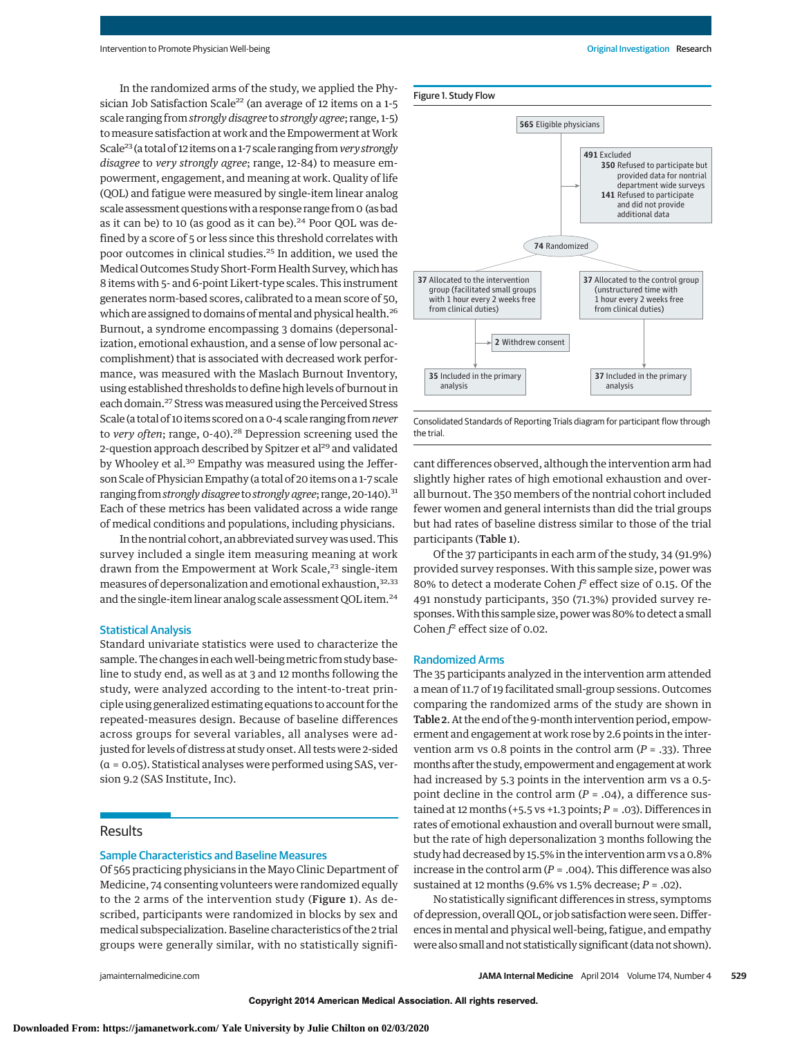In the randomized arms of the study, we applied the Physician Job Satisfaction Scale[22] (an average of 12 items on a 1-5 scale ranging from *strongly disagree* to *strongly agree*; range, 1-5) to measure satisfaction at work and the Empowerment at Work Scale[23] (a total of 12 items on a 1-7 scale ranging from *very strongly disagree* to *very strongly agree*; range, 12-84) to measure empowerment, engagement, and meaning at work. Quality of life (QOL) and fatigue were measured by single-item linear analog scale assessment questions with a response range from 0 (as bad as it can be) to 10 (as good as it can be).[24] Poor QOL was defined by a score of 5 or less since this threshold correlates with poor outcomes in clinical studies.[25] In addition, we used the Medical Outcomes Study Short-Form Health Survey, which has 8 items with 5- and 6-point Likert-type scales. This instrument generates norm-based scores, calibrated to a mean score of 50, which are assigned to domains of mental and physical health.[26] Burnout, a syndrome encompassing 3 domains (depersonalization, emotional exhaustion, and a sense of low personal accomplishment) that is associated with decreased work performance, was measured with the Maslach Burnout Inventory, using established thresholds to define high levels of burnout in each domain.[27] Stress was measured using the Perceived Stress Scale (a total of 10 items scored on a 0-4 scale ranging from *never* to *very often*; range, 0-40).[28] Depression screening used the 2-question approach described by Spitzer et al[29] and validated by Whooley et al.[30] Empathy was measured using the Jefferson Scale of Physician Empathy (a total of 20 items on a 1-7 scale ranging from *strongly disagree* to *strongly agree*; range, 20-140).[31] Each of these metrics has been validated across a wide range of medical conditions and populations, including physicians.

In the nontrial cohort, an abbreviated survey was used. This survey included a single item measuring meaning at work drawn from the Empowerment at Work Scale,[23] single-item measures of depersonalization and emotional exhaustion,[32,33] and the single-item linear analog scale assessment QOL item.[24]

### Statistical Analysis

Standard univariate statistics were used to characterize the sample. The changes in each well-being metric from study baseline to study end, as well as at 3 and 12 months following the study, were analyzed according to the intent-to-treat principle using generalized estimating equations to account for the repeated-measures design. Because of baseline differences across groups for several variables, all analyses were adjusted for levels of distress at study onset. All tests were 2-sided ($\alpha = 0.05$). Statistical analyses were performed using SAS, version 9.2 (SAS Institute, Inc).

## Results

### Sample Characteristics and Baseline Measures

Of 565 practicing physicians in the Mayo Clinic Department of Medicine, 74 consenting volunteers were randomized equally to the 2 arms of the intervention study (**Figure 1**). As described, participants were randomized in blocks by sex and medical subspecialization. Baseline characteristics of the 2 trial groups were generally similar, with no statistically significant differences observed, although the intervention arm had slightly higher rates of high emotional exhaustion and overall burnout. The 350 members of the nontrial cohort included fewer women and general internists than did the trial groups but had rates of baseline distress similar to those of the trial participants (**Table 1**).

Figure 1. Study Flow

- **565** Eligible physicians
  - **491** Excluded
    - **350** Refused to participate but provided data for nontrial department wide surveys
    - **141** Refused to participate and did not provide additional data
- **74** Randomized
  - **37** Allocated to the intervention group (facilitated small groups with 1 hour every 2 weeks free from clinical duties)
    - **2** Withdrew consent
    - **35** Included in the primary analysis
  - **37** Allocated to the control group (unstructured time with 1 hour every 2 weeks free from clinical duties)
    - **37** Included in the primary analysis

Consolidated Standards of Reporting Trials diagram for participant flow through the trial.

Of the 37 participants in each arm of the study, 34 (91.9%) provided survey responses. With this sample size, power was 80% to detect a moderate Cohen $f^2$ effect size of 0.15. Of the 491 nonstudy participants, 350 (71.3%) provided survey responses. With this sample size, power was 80% to detect a small Cohen $f^2$ effect size of 0.02.

### Randomized Arms

The 35 participants analyzed in the intervention arm attended a mean of 11.7 of 19 facilitated small-group sessions. Outcomes comparing the randomized arms of the study are shown in **Table 2**. At the end of the 9-month intervention period, empowerment and engagement at work rose by 2.6 points in the intervention arm vs 0.8 points in the control arm ($P = .33$). Three months after the study, empowerment and engagement at work had increased by 5.3 points in the intervention arm vs a 0.5-point decline in the control arm ($P = .04$), a difference sustained at 12 months (+5.5 vs +1.3 points; $P = .03$). Differences in rates of emotional exhaustion and overall burnout were small, but the rate of high depersonalization 3 months following the study had decreased by 15.5% in the intervention arm vs a 0.8% increase in the control arm ($P = .004$). This difference was also sustained at 12 months (9.6% vs 1.5% decrease; $P = .02$).

No statistically significant differences in stress, symptoms of depression, overall QOL, or job satisfaction were seen. Differences in mental and physical well-being, fatigue, and empathy were also small and not statistically significant (data not shown).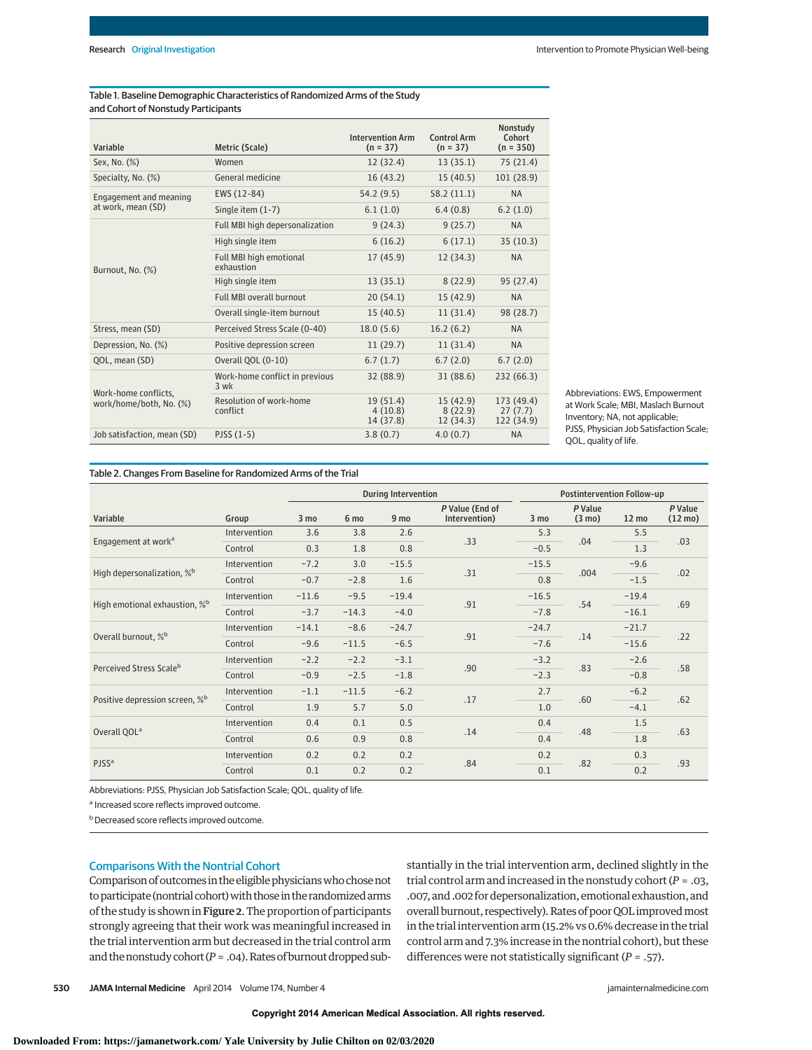Table 1. Baseline Demographic Characteristics of Randomized Arms of the Study and Cohort of Nonstudy Participants

| Variable | Metric (Scale) | Intervention Arm (n = 37) | Control Arm (n = 37) | Nonstudy Cohort (n = 350) |
|---|---|---|---|---|
| Sex, No. (%) | Women | 12 (32.4) | 13 (35.1) | 75 (21.4) |
| Specialty, No. (%) | General medicine | 16 (43.2) | 15 (40.5) | 101 (28.9) |
| Engagement and meaning at work, mean (SD) | EWS (12-84) | 54.2 (9.5) | 58.2 (11.1) | NA |
| | Single item (1-7) | 6.1 (1.0) | 6.4 (0.8) | 6.2 (1.0) |
| Burnout, No. (%) | Full MBI high depersonalization | 9 (24.3) | 9 (25.7) | NA |
| | High single item | 6 (16.2) | 6 (17.1) | 35 (10.3) |
| | Full MBI high emotional exhaustion | 17 (45.9) | 12 (34.3) | NA |
| | High single item | 13 (35.1) | 8 (22.9) | 95 (27.4) |
| | Full MBI overall burnout | 20 (54.1) | 15 (42.9) | NA |
| | Overall single-item burnout | 15 (40.5) | 11 (31.4) | 98 (28.7) |
| Stress, mean (SD) | Perceived Stress Scale (0-40) | 18.0 (5.6) | 16.2 (6.2) | NA |
| Depression, No. (%) | Positive depression screen | 11 (29.7) | 11 (31.4) | NA |
| QOL, mean (SD) | Overall QOL (0-10) | 6.7 (1.7) | 6.7 (2.0) | 6.7 (2.0) |
| Work-home conflicts, work/home/both, No. (%) | Work-home conflict in previous 3 wk | 32 (88.9) | 31 (88.6) | 232 (66.3) |
| | Resolution of work-home conflict | 19 (51.4)<br>4 (10.8)<br>14 (37.8) | 15 (42.9)<br>8 (22.9)<br>12 (34.3) | 173 (49.4)<br>27 (7.7)<br>122 (34.9) |
| Job satisfaction, mean (SD) | PJSS (1-5) | 3.8 (0.7) | 4.0 (0.7) | NA |

Abbreviations: EWS, Empowerment at Work Scale; MBI, Maslach Burnout Inventory; NA, not applicable; PJSS, Physician Job Satisfaction Scale; QOL, quality of life.

Table 2. Changes From Baseline for Randomized Arms of the Trial

| Variable | Group | During Intervention | | | | Postintervention Follow-up | | | |
|---|---|---|---|---|---|---|---|---|---|
| | | 3 mo | 6 mo | 9 mo | *P* Value (End of Intervention) | 3 mo | *P* Value (3 mo) | 12 mo | *P* Value (12 mo) |
| Engagement at work[a] | Intervention | 3.6 | 3.8 | 2.6 | .33 | 5.3 | .04 | 5.5 | .03 |
| | Control | 0.3 | 1.8 | 0.8 | | −0.5 | | 1.3 | |
| High depersonalization, %[b] | Intervention | −7.2 | 3.0 | −15.5 | .31 | −15.5 | .004 | −9.6 | .02 |
| | Control | −0.7 | −2.8 | 1.6 | | 0.8 | | −1.5 | |
| High emotional exhaustion, %[b] | Intervention | −11.6 | −9.5 | −19.4 | .91 | −16.5 | .54 | −19.4 | .69 |
| | Control | −3.7 | −14.3 | −4.0 | | −7.8 | | −16.1 | |
| Overall burnout, %[b] | Intervention | −14.1 | −8.6 | −24.7 | .91 | −24.7 | .14 | −21.7 | .22 |
| | Control | −9.6 | −11.5 | −6.5 | | −7.6 | | −15.6 | |
| Perceived Stress Scale[b] | Intervention | −2.2 | −2.2 | −3.1 | .90 | −3.2 | .83 | −2.6 | .58 |
| | Control | −0.9 | −2.5 | −1.8 | | −2.3 | | −0.8 | |
| Positive depression screen, %[b] | Intervention | −1.1 | −11.5 | −6.2 | .17 | 2.7 | .60 | −6.2 | .62 |
| | Control | 1.9 | 5.7 | 5.0 | | 1.0 | | −4.1 | |
| Overall QOL[a] | Intervention | 0.4 | 0.1 | 0.5 | .14 | 0.4 | .48 | 1.5 | .63 |
| | Control | 0.6 | 0.9 | 0.8 | | 0.4 | | 1.8 | |
| PJSS[a] | Intervention | 0.2 | 0.2 | 0.2 | .84 | 0.2 | .82 | 0.3 | .93 |
| | Control | 0.1 | 0.2 | 0.2 | | 0.1 | | 0.2 | |

Abbreviations: PJSS, Physician Job Satisfaction Scale; QOL, quality of life.

[a] Increased score reflects improved outcome.

[b] Decreased score reflects improved outcome.

## Comparisons With the Nontrial Cohort

Comparison of outcomes in the eligible physicians who chose not to participate (nontrial cohort) with those in the randomized arms of the study is shown in **Figure 2**. The proportion of participants strongly agreeing that their work was meaningful increased in the trial intervention arm but decreased in the trial control arm and the nonstudy cohort (*P* = .04). Rates of burnout dropped substantially in the trial intervention arm, declined slightly in the trial control arm and increased in the nonstudy cohort (*P* = .03, .007, and .002 for depersonalization, emotional exhaustion, and overall burnout, respectively). Rates of poor QOL improved most in the trial intervention arm (15.2% vs 0.6% decrease in the trial control arm and 7.3% increase in the nontrial cohort), but these differences were not statistically significant (*P* = .57).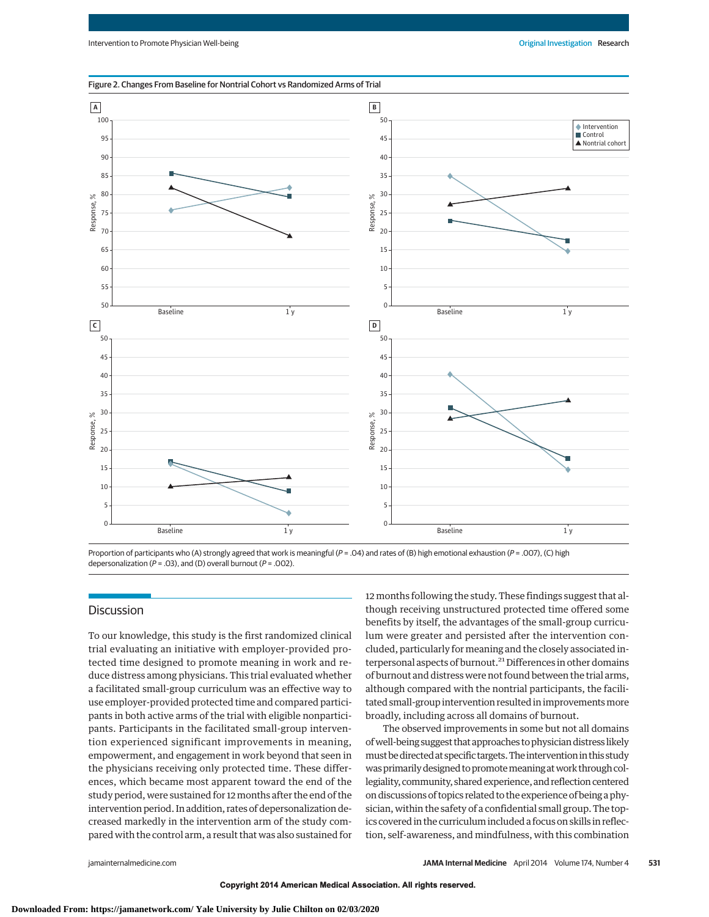Figure 2. Changes From Baseline for Nontrial Cohort vs Randomized Arms of Trial

Proportion of participants who (A) strongly agreed that work is meaningful ($P$ = .04) and rates of (B) high emotional exhaustion ($P$ = .007), (C) high depersonalization ($P$ = .03), and (D) overall burnout ($P$ = .002).

## Discussion

To our knowledge, this study is the first randomized clinical trial evaluating an initiative with employer-provided protected time designed to promote meaning in work and reduce distress among physicians. This trial evaluated whether a facilitated small-group curriculum was an effective way to use employer-provided protected time and compared participants in both active arms of the trial with eligible nonparticipants. Participants in the facilitated small-group intervention experienced significant improvements in meaning, empowerment, and engagement in work beyond that seen in the physicians receiving only protected time. These differences, which became most apparent toward the end of the study period, were sustained for 12 months after the end of the intervention period. In addition, rates of depersonalization decreased markedly in the intervention arm of the study compared with the control arm, a result that was also sustained for 12 months following the study. These findings suggest that although receiving unstructured protected time offered some benefits by itself, the advantages of the small-group curriculum were greater and persisted after the intervention concluded, particularly for meaning and the closely associated interpersonal aspects of burnout.[21] Differences in other domains of burnout and distress were not found between the trial arms, although compared with the nontrial participants, the facilitated small-group intervention resulted in improvements more broadly, including across all domains of burnout.

The observed improvements in some but not all domains of well-being suggest that approaches to physician distress likely must be directed at specific targets. The intervention in this study was primarily designed to promote meaning at work through collegiality, community, shared experience, and reflection centered on discussions of topics related to the experience of being a physician, within the safety of a confidential small group. The topics covered in the curriculum included a focus on skills in reflection, self-awareness, and mindfulness, with this combination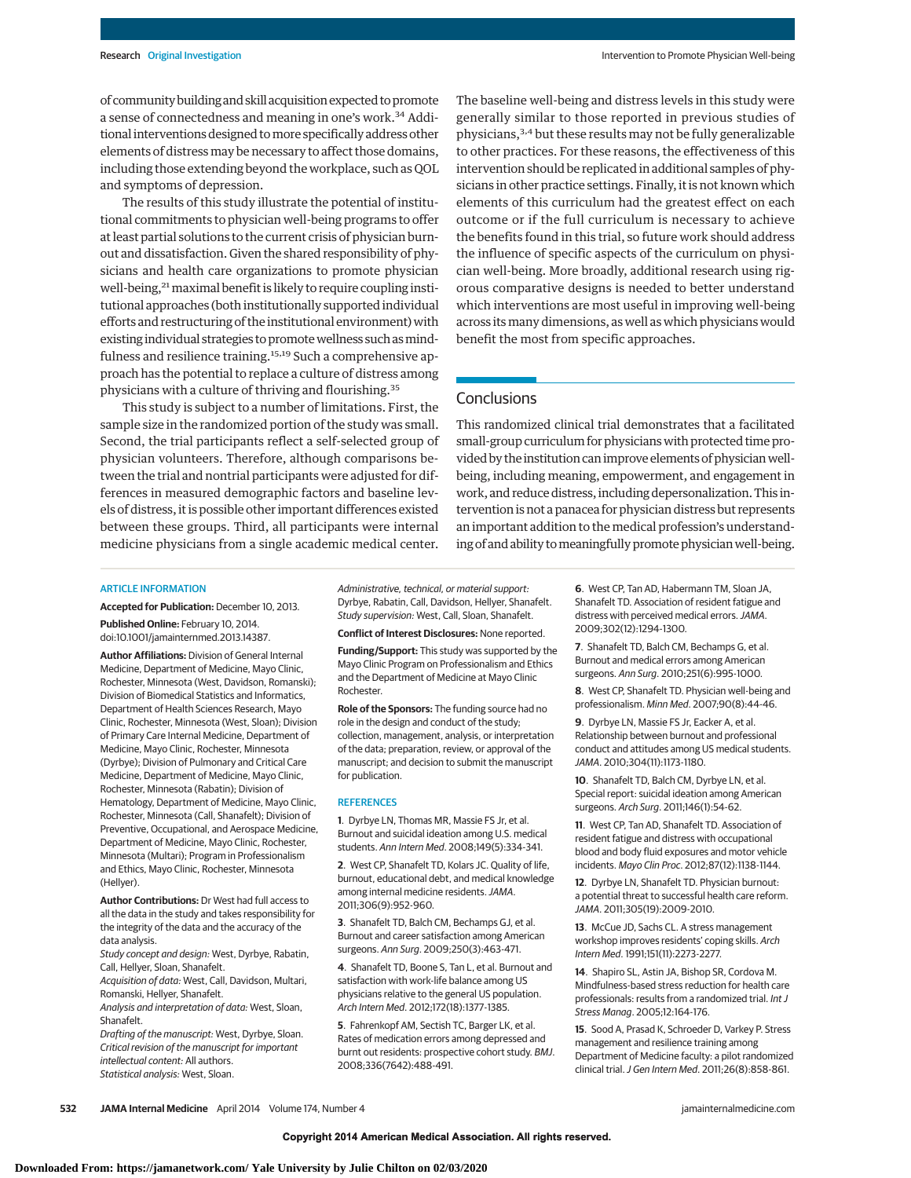of community building and skill acquisition expected to promote a sense of connectedness and meaning in one's work.[34] Additional interventions designed to more specifically address other elements of distress may be necessary to affect those domains, including those extending beyond the workplace, such as QOL and symptoms of depression.

The results of this study illustrate the potential of institutional commitments to physician well-being programs to offer at least partial solutions to the current crisis of physician burnout and dissatisfaction. Given the shared responsibility of physicians and health care organizations to promote physician well-being,[21] maximal benefit is likely to require coupling institutional approaches (both institutionally supported individual efforts and restructuring of the institutional environment) with existing individual strategies to promote wellness such as mindfulness and resilience training.[15,19] Such a comprehensive approach has the potential to replace a culture of distress among physicians with a culture of thriving and flourishing.[35]

This study is subject to a number of limitations. First, the sample size in the randomized portion of the study was small. Second, the trial participants reflect a self-selected group of physician volunteers. Therefore, although comparisons between the trial and nontrial participants were adjusted for differences in measured demographic factors and baseline levels of distress, it is possible other important differences existed between these groups. Third, all participants were internal medicine physicians from a single academic medical center. The baseline well-being and distress levels in this study were generally similar to those reported in previous studies of physicians,[3,4] but these results may not be fully generalizable to other practices. For these reasons, the effectiveness of this intervention should be replicated in additional samples of physicians in other practice settings. Finally, it is not known which elements of this curriculum had the greatest effect on each outcome or if the full curriculum is necessary to achieve the benefits found in this trial, so future work should address the influence of specific aspects of the curriculum on physician well-being. More broadly, additional research using rigorous comparative designs is needed to better understand which interventions are most useful in improving well-being across its many dimensions, as well as which physicians would benefit the most from specific approaches.

## Conclusions

This randomized clinical trial demonstrates that a facilitated small-group curriculum for physicians with protected time provided by the institution can improve elements of physician well-being, including meaning, empowerment, and engagement in work, and reduce distress, including depersonalization. This intervention is not a panacea for physician distress but represents an important addition to the medical profession's understanding of and ability to meaningfully promote physician well-being.

### ARTICLE INFORMATION

**Accepted for Publication:** December 10, 2013.

**Published Online:** February 10, 2014. doi:10.1001/jamainternmed.2013.14387.

**Author Affiliations:** Division of General Internal Medicine, Department of Medicine, Mayo Clinic, Rochester, Minnesota (West, Davidson, Romanski); Division of Biomedical Statistics and Informatics, Department of Health Sciences Research, Mayo Clinic, Rochester, Minnesota (West, Sloan); Division of Primary Care Internal Medicine, Department of Medicine, Mayo Clinic, Rochester, Minnesota (Dyrbye); Division of Pulmonary and Critical Care Medicine, Department of Medicine, Mayo Clinic, Rochester, Minnesota (Rabatin); Division of Hematology, Department of Medicine, Mayo Clinic, Rochester, Minnesota (Call, Shanafelt); Division of Preventive, Occupational, and Aerospace Medicine, Department of Medicine, Mayo Clinic, Rochester, Minnesota (Multari); Program in Professionalism and Ethics, Mayo Clinic, Rochester, Minnesota (Hellyer).

**Author Contributions:** Dr West had full access to all the data in the study and takes responsibility for the integrity of the data and the accuracy of the data analysis.
*Study concept and design:* West, Dyrbye, Rabatin, Call, Hellyer, Sloan, Shanafelt.
*Acquisition of data:* West, Call, Davidson, Multari, Romanski, Hellyer, Shanafelt.
*Analysis and interpretation of data:* West, Sloan, Shanafelt.
*Drafting of the manuscript:* West, Dyrbye, Sloan.
*Critical revision of the manuscript for important intellectual content:* All authors.
*Statistical analysis:* West, Sloan.
*Administrative, technical, or material support:* Dyrbye, Rabatin, Call, Davidson, Hellyer, Shanafelt.
*Study supervision:* West, Call, Sloan, Shanafelt.

**Conflict of Interest Disclosures:** None reported.

**Funding/Support:** This study was supported by the Mayo Clinic Program on Professionalism and Ethics and the Department of Medicine at Mayo Clinic Rochester.

**Role of the Sponsors:** The funding source had no role in the design and conduct of the study; collection, management, analysis, or interpretation of the data; preparation, review, or approval of the manuscript; and decision to submit the manuscript for publication.

### REFERENCES

1. Dyrbye LN, Thomas MR, Massie FS Jr, et al. Burnout and suicidal ideation among U.S. medical students. *Ann Intern Med*. 2008;149(5):334-341.
2. West CP, Shanafelt TD, Kolars JC. Quality of life, burnout, educational debt, and medical knowledge among internal medicine residents. *JAMA*. 2011;306(9):952-960.
3. Shanafelt TD, Balch CM, Bechamps GJ, et al. Burnout and career satisfaction among American surgeons. *Ann Surg*. 2009;250(3):463-471.
4. Shanafelt TD, Boone S, Tan L, et al. Burnout and satisfaction with work-life balance among US physicians relative to the general US population. *Arch Intern Med*. 2012;172(18):1377-1385.
5. Fahrenkopf AM, Sectish TC, Barger LK, et al. Rates of medication errors among depressed and burnt out residents: prospective cohort study. *BMJ*. 2008;336(7642):488-491.
6. West CP, Tan AD, Habermann TM, Sloan JA, Shanafelt TD. Association of resident fatigue and distress with perceived medical errors. *JAMA*. 2009;302(12):1294-1300.
7. Shanafelt TD, Balch CM, Bechamps G, et al. Burnout and medical errors among American surgeons. *Ann Surg*. 2010;251(6):995-1000.
8. West CP, Shanafelt TD. Physician well-being and professionalism. *Minn Med*. 2007;90(8):44-46.
9. Dyrbye LN, Massie FS Jr, Eacker A, et al. Relationship between burnout and professional conduct and attitudes among US medical students. *JAMA*. 2010;304(11):1173-1180.
10. Shanafelt TD, Balch CM, Dyrbye LN, et al. Special report: suicidal ideation among American surgeons. *Arch Surg*. 2011;146(1):54-62.
11. West CP, Tan AD, Shanafelt TD. Association of resident fatigue and distress with occupational blood and body fluid exposures and motor vehicle incidents. *Mayo Clin Proc*. 2012;87(12):1138-1144.
12. Dyrbye LN, Shanafelt TD. Physician burnout: a potential threat to successful health care reform. *JAMA*. 2011;305(19):2009-2010.
13. McCue JD, Sachs CL. A stress management workshop improves residents' coping skills. *Arch Intern Med*. 1991;151(11):2273-2277.
14. Shapiro SL, Astin JA, Bishop SR, Cordova M. Mindfulness-based stress reduction for health care professionals: results from a randomized trial. *Int J Stress Manag*. 2005;12:164-176.
15. Sood A, Prasad K, Schroeder D, Varkey P. Stress management and resiliency training among Department of Medicine faculty: a pilot randomized clinical trial. *J Gen Intern Med*. 2011;26(8):858-861.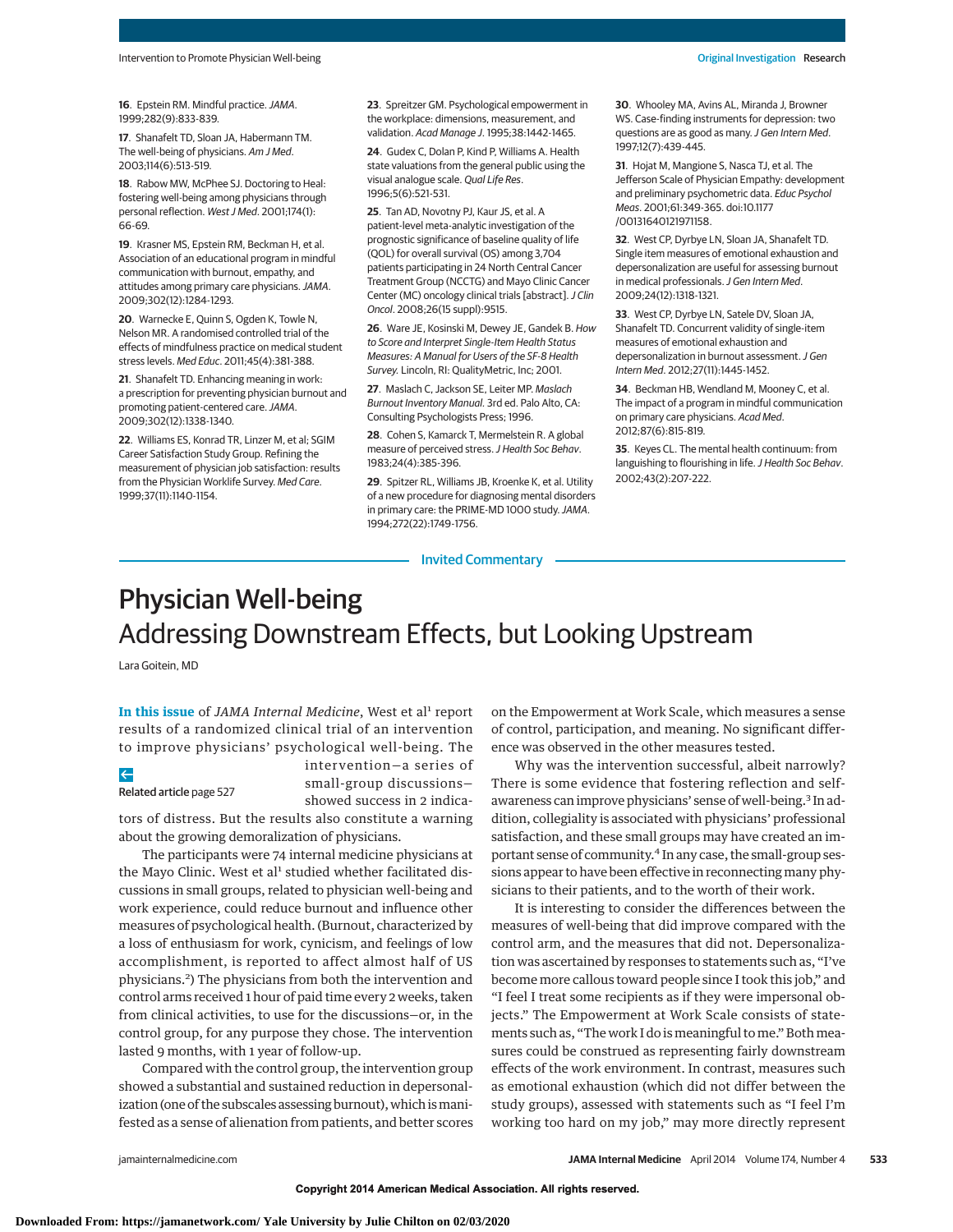16. Epstein RM. Mindful practice. *JAMA*. 1999;282(9):833-839.

17. Shanafelt TD, Sloan JA, Habermann TM. The well-being of physicians. *Am J Med*. 2003;114(6):513-519.

18. Rabow MW, McPhee SJ. Doctoring to Heal: fostering well-being among physicians through personal reflection. *West J Med*. 2001;174(1):66-69.

19. Krasner MS, Epstein RM, Beckman H, et al. Association of an educational program in mindful communication with burnout, empathy, and attitudes among primary care physicians. *JAMA*. 2009;302(12):1284-1293.

20. Warnecke E, Quinn S, Ogden K, Towle N, Nelson MR. A randomised controlled trial of the effects of mindfulness practice on medical student stress levels. *Med Educ*. 2011;45(4):381-388.

21. Shanafelt TD. Enhancing meaning in work: a prescription for preventing physician burnout and promoting patient-centered care. *JAMA*. 2009;302(12):1338-1340.

22. Williams ES, Konrad TR, Linzer M, et al; SGIM Career Satisfaction Study Group. Refining the measurement of physician job satisfaction: results from the Physician Worklife Survey. *Med Care*. 1999;37(11):1140-1154.

23. Spreitzer GM. Psychological empowerment in the workplace: dimensions, measurement, and validation. *Acad Manage J*. 1995;38:1442-1465.

24. Gudex C, Dolan P, Kind P, Williams A. Health state valuations from the general public using the visual analogue scale. *Qual Life Res*. 1996;5(6):521-531.

25. Tan AD, Novotny PJ, Kaur JS, et al. A patient-level meta-analytic investigation of the prognostic significance of baseline quality of life (QOL) for overall survival (OS) among 3,704 patients participating in 24 North Central Cancer Treatment Group (NCCTG) and Mayo Clinic Cancer Center (MC) oncology clinical trials [abstract]. *J Clin Oncol*. 2008;26(15 suppl):9515.

26. Ware JE, Kosinski M, Dewey JE, Gandek B. *How to Score and Interpret Single-Item Health Status Measures: A Manual for Users of the SF-8 Health Survey.* Lincoln, RI: QualityMetric, Inc; 2001.

27. Maslach C, Jackson SE, Leiter MP. *Maslach Burnout Inventory Manual*. 3rd ed. Palo Alto, CA: Consulting Psychologists Press; 1996.

28. Cohen S, Kamarck T, Mermelstein R. A global measure of perceived stress. *J Health Soc Behav*. 1983;24(4):385-396.

29. Spitzer RL, Williams JB, Kroenke K, et al. Utility of a new procedure for diagnosing mental disorders in primary care: the PRIME-MD 1000 study. *JAMA*. 1994;272(22):1749-1756.

30. Whooley MA, Avins AL, Miranda J, Browner WS. Case-finding instruments for depression: two questions are as good as many. *J Gen Intern Med*. 1997;12(7):439-445.

31. Hojat M, Mangione S, Nasca TJ, et al. The Jefferson Scale of Physician Empathy: development and preliminary psychometric data. *Educ Psychol Meas*. 2001;61:349-365. doi:10.1177/00131640121971158.

32. West CP, Dyrbye LN, Sloan JA, Shanafelt TD. Single item measures of emotional exhaustion and depersonalization are useful for assessing burnout in medical professionals. *J Gen Intern Med*. 2009;24(12):1318-1321.

33. West CP, Dyrbye LN, Satele DV, Sloan JA, Shanafelt TD. Concurrent validity of single-item measures of emotional exhaustion and depersonalization in burnout assessment. *J Gen Intern Med*. 2012;27(11):1445-1452.

34. Beckman HB, Wendland M, Mooney C, et al. The impact of a program in mindful communication on primary care physicians. *Acad Med*. 2012;87(6):815-819.

35. Keyes CL. The mental health continuum: from languishing to flourishing in life. *J Health Soc Behav*. 2002;43(2):207-222.

Invited Commentary

# Physician Well-being
## Addressing Downstream Effects, but Looking Upstream

Lara Goitein, MD

**In this issue** of *JAMA Internal Medicine*, West et al[1] report results of a randomized clinical trial of an intervention to improve physicians' psychological well-being. The intervention—a series of small-group discussions—showed success in 2 indicators of distress. But the results also constitute a warning about the growing demoralization of physicians.

Related article page 527

The participants were 74 internal medicine physicians at the Mayo Clinic. West et al[1] studied whether facilitated discussions in small groups, related to physician well-being and work experience, could reduce burnout and influence other measures of psychological health. (Burnout, characterized by a loss of enthusiasm for work, cynicism, and feelings of low accomplishment, is reported to affect almost half of US physicians.[2]) The physicians from both the intervention and control arms received 1 hour of paid time every 2 weeks, taken from clinical activities, to use for the discussions—or, in the control group, for any purpose they chose. The intervention lasted 9 months, with 1 year of follow-up.

Compared with the control group, the intervention group showed a substantial and sustained reduction in depersonalization (one of the subscales assessing burnout), which is manifested as a sense of alienation from patients, and better scores on the Empowerment at Work Scale, which measures a sense of control, participation, and meaning. No significant difference was observed in the other measures tested.

Why was the intervention successful, albeit narrowly? There is some evidence that fostering reflection and self-awareness can improve physicians' sense of well-being.[3] In addition, collegiality is associated with physicians' professional satisfaction, and these small groups may have created an important sense of community.[4] In any case, the small-group sessions appear to have been effective in reconnecting many physicians to their patients, and to the worth of their work.

It is interesting to consider the differences between the measures of well-being that did improve compared with the control arm, and the measures that did not. Depersonalization was ascertained by responses to statements such as, "I've become more callous toward people since I took this job," and "I feel I treat some recipients as if they were impersonal objects." The Empowerment at Work Scale consists of statements such as, "The work I do is meaningful to me." Both measures could be construed as representing fairly downstream effects of the work environment. In contrast, measures such as emotional exhaustion (which did not differ between the study groups), assessed with statements such as "I feel I'm working too hard on my job," may more directly represent